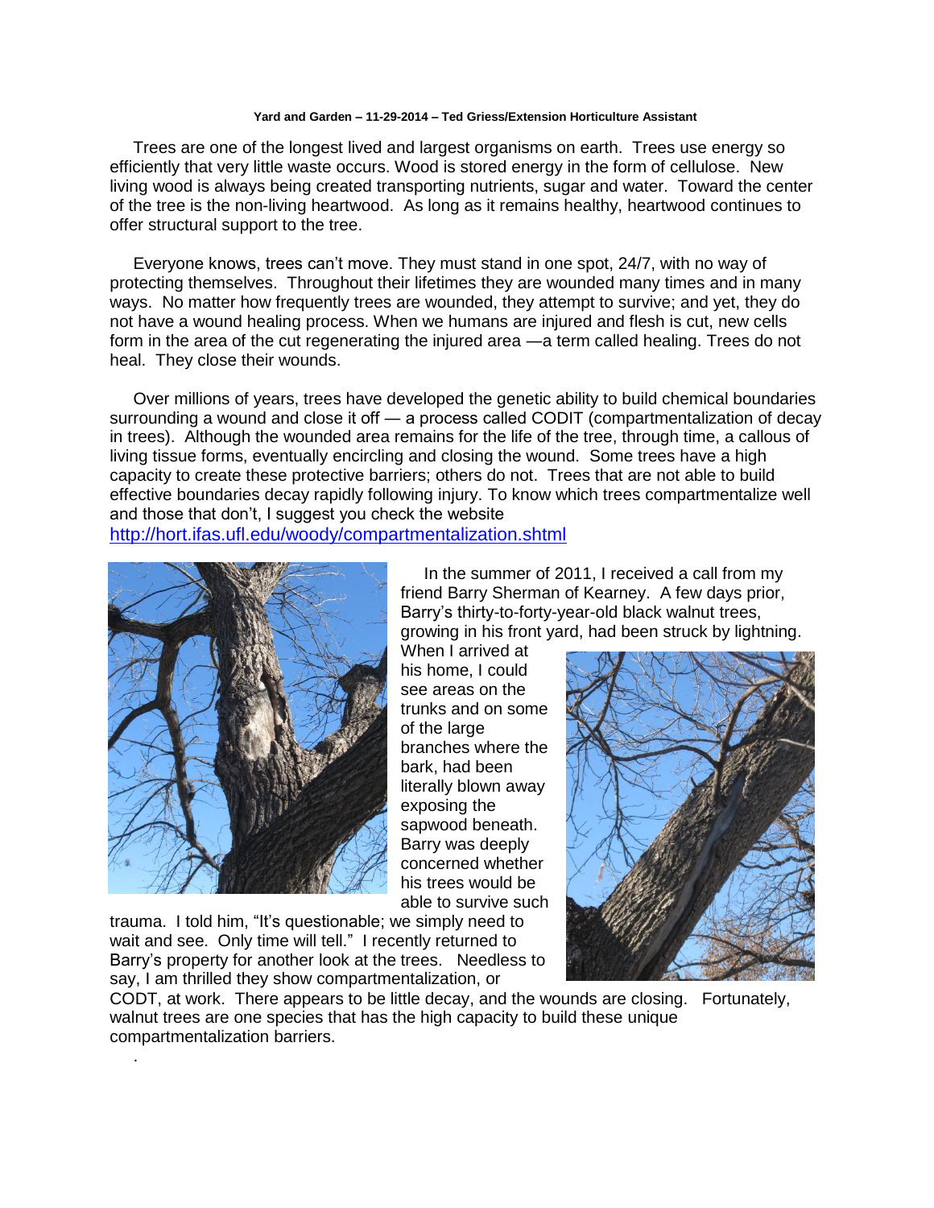**Yard and Garden – 11-29-2014 – Ted Griess/Extension Horticulture Assistant**

Trees are one of the longest lived and largest organisms on earth. Trees use energy so efficiently that very little waste occurs. Wood is stored energy in the form of cellulose. New living wood is always being created transporting nutrients, sugar and water. Toward the center of the tree is the non-living heartwood. As long as it remains healthy, heartwood continues to offer structural support to the tree.

Everyone knows, trees can't move. They must stand in one spot, 24/7, with no way of protecting themselves. Throughout their lifetimes they are wounded many times and in many ways. No matter how frequently trees are wounded, they attempt to survive; and yet, they do not have a wound healing process. When we humans are injured and flesh is cut, new cells form in the area of the cut regenerating the injured area —a term called healing. Trees do not heal. They close their wounds.

Over millions of years, trees have developed the genetic ability to build chemical boundaries surrounding a wound and close it off — a process called CODIT (compartmentalization of decay in trees). Although the wounded area remains for the life of the tree, through time, a callous of living tissue forms, eventually encircling and closing the wound. Some trees have a high capacity to create these protective barriers; others do not. Trees that are not able to build effective boundaries decay rapidly following injury. To know which trees compartmentalize well and those that don't, I suggest you check the website http://hort.ifas.ufl.edu/woody/compartmentalization.shtml

In the summer of 2011, I received a call from my friend Barry Sherman of Kearney. A few days prior, Barry's thirty-to-forty-year-old black walnut trees, growing in his front yard, had been struck by lightning. When I arrived at his home, I could see areas on the trunks and on some of the large branches where the bark, had been literally blown away exposing the sapwood beneath. Barry was deeply concerned whether his trees would be able to survive such trauma. I told him, "It's questionable; we simply need to wait and see. Only time will tell." I recently returned to Barry's property for another look at the trees. Needless to say, I am thrilled they show compartmentalization, or CODT, at work. There appears to be little decay, and the wounds are closing. Fortunately, walnut trees are one species that has the high capacity to build these unique compartmentalization barriers.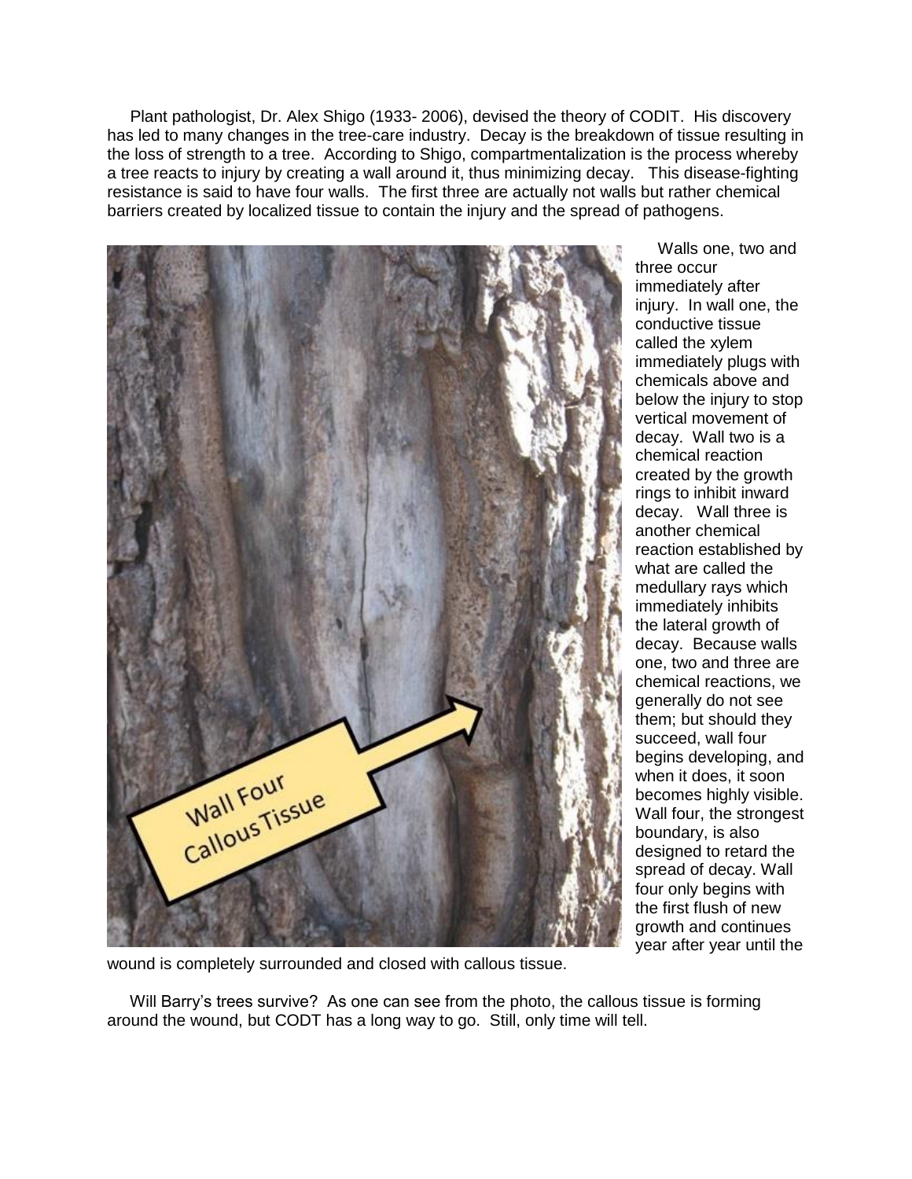Plant pathologist, Dr. Alex Shigo (1933- 2006), devised the theory of CODIT. His discovery has led to many changes in the tree-care industry. Decay is the breakdown of tissue resulting in the loss of strength to a tree. According to Shigo, compartmentalization is the process whereby a tree reacts to injury by creating a wall around it, thus minimizing decay. This disease-fighting resistance is said to have four walls. The first three are actually not walls but rather chemical barriers created by localized tissue to contain the injury and the spread of pathogens.

Walls one, two and three occur immediately after injury. In wall one, the conductive tissue called the xylem immediately plugs with chemicals above and below the injury to stop vertical movement of decay. Wall two is a chemical reaction created by the growth rings to inhibit inward decay. Wall three is another chemical reaction established by what are called the medullary rays which immediately inhibits the lateral growth of decay. Because walls one, two and three are chemical reactions, we generally do not see them; but should they succeed, wall four begins developing, and when it does, it soon becomes highly visible. Wall four, the strongest boundary, is also designed to retard the spread of decay. Wall four only begins with the first flush of new growth and continues year after year until the wound is completely surrounded and closed with callous tissue.

Will Barry's trees survive? As one can see from the photo, the callous tissue is forming around the wound, but CODT has a long way to go. Still, only time will tell.